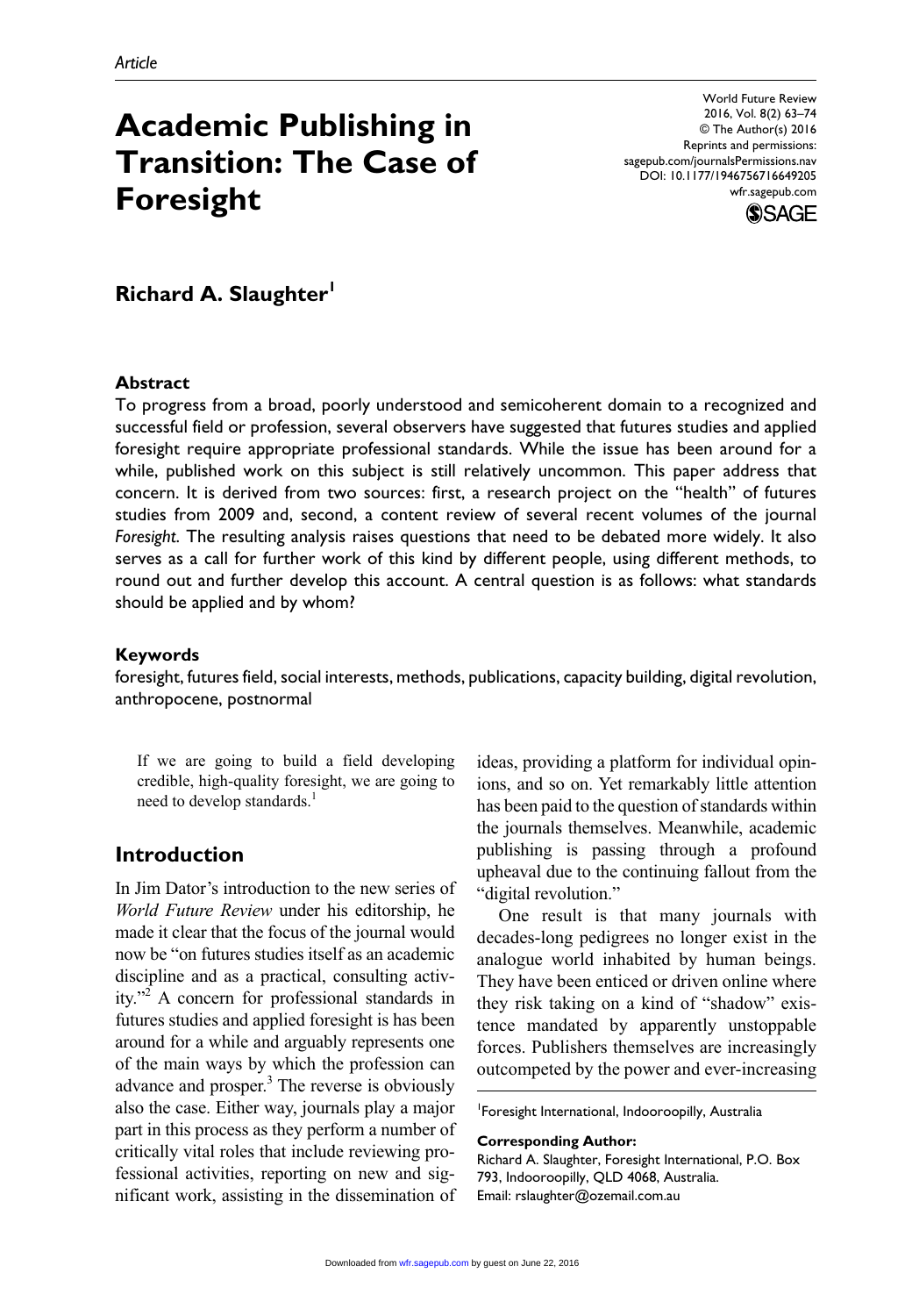Article

# Academic Publishing in Transition: The Case of Foresight

World Future Review
2016, Vol. 8(2) 63–74
© The Author(s) 2016
Reprints and permissions:
sagepub.com/journalsPermissions.nav
DOI: 10.1177/1946756716649205
wfr.sagepub.com

**Richard A. Slaughter**[1]

### Abstract

To progress from a broad, poorly understood and semicoherent domain to a recognized and successful field or profession, several observers have suggested that futures studies and applied foresight require appropriate professional standards. While the issue has been around for a while, published work on this subject is still relatively uncommon. This paper address that concern. It is derived from two sources: first, a research project on the "health" of futures studies from 2009 and, second, a content review of several recent volumes of the journal *Foresight*. The resulting analysis raises questions that need to be debated more widely. It also serves as a call for further work of this kind by different people, using different methods, to round out and further develop this account. A central question is as follows: what standards should be applied and by whom?

### Keywords

foresight, futures field, social interests, methods, publications, capacity building, digital revolution, anthropocene, postnormal

> If we are going to build a field developing credible, high-quality foresight, we are going to need to develop standards.[1]

## Introduction

In Jim Dator's introduction to the new series of *World Future Review* under his editorship, he made it clear that the focus of the journal would now be "on futures studies itself as an academic discipline and as a practical, consulting activity."[2] A concern for professional standards in futures studies and applied foresight is has been around for a while and arguably represents one of the main ways by which the profession can advance and prosper.[3] The reverse is obviously also the case. Either way, journals play a major part in this process as they perform a number of critically vital roles that include reviewing professional activities, reporting on new and significant work, assisting in the dissemination of ideas, providing a platform for individual opinions, and so on. Yet remarkably little attention has been paid to the question of standards within the journals themselves. Meanwhile, academic publishing is passing through a profound upheaval due to the continuing fallout from the "digital revolution."

One result is that many journals with decades-long pedigrees no longer exist in the analogue world inhabited by human beings. They have been enticed or driven online where they risk taking on a kind of "shadow" existence mandated by apparently unstoppable forces. Publishers themselves are increasingly outcompeted by the power and ever-increasing

[1]Foresight International, Indooroopilly, Australia

**Corresponding Author:**
Richard A. Slaughter, Foresight International, P.O. Box 793, Indooroopilly, QLD 4068, Australia.
Email: rslaughter@ozemail.com.au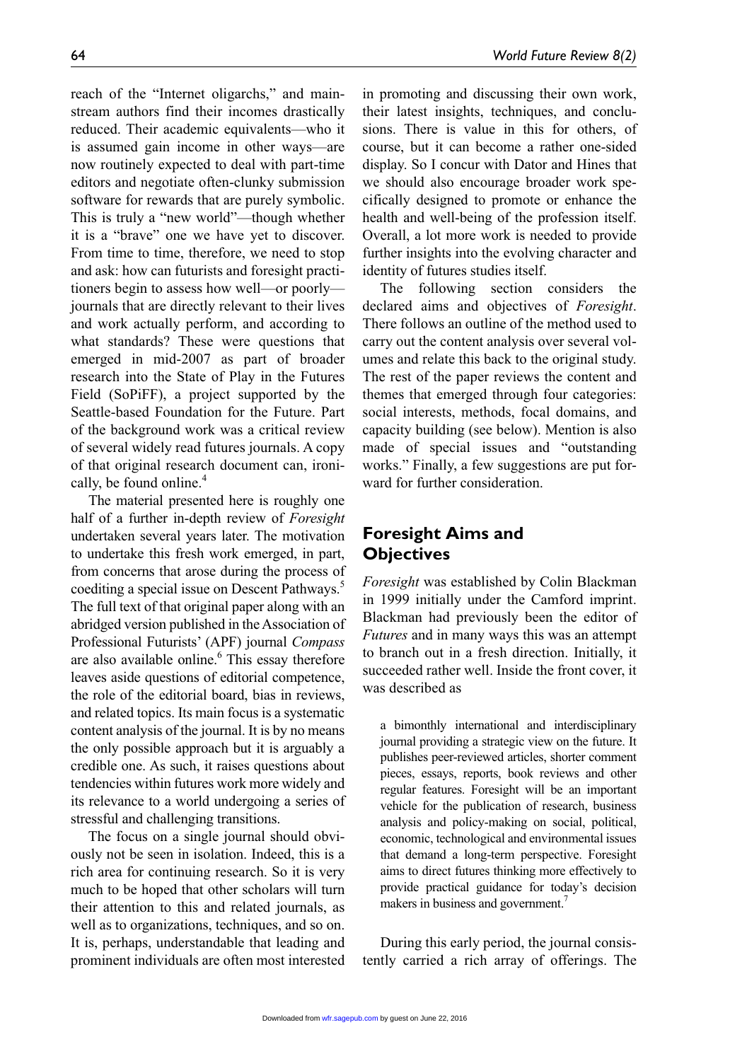reach of the "Internet oligarchs," and mainstream authors find their incomes drastically reduced. Their academic equivalents—who it is assumed gain income in other ways—are now routinely expected to deal with part-time editors and negotiate often-clunky submission software for rewards that are purely symbolic. This is truly a "new world"—though whether it is a "brave" one we have yet to discover. From time to time, therefore, we need to stop and ask: how can futurists and foresight practitioners begin to assess how well—or poorly—journals that are directly relevant to their lives and work actually perform, and according to what standards? These were questions that emerged in mid-2007 as part of broader research into the State of Play in the Futures Field (SoPiFF), a project supported by the Seattle-based Foundation for the Future. Part of the background work was a critical review of several widely read futures journals. A copy of that original research document can, ironically, be found online.[4]

The material presented here is roughly one half of a further in-depth review of *Foresight* undertaken several years later. The motivation to undertake this fresh work emerged, in part, from concerns that arose during the process of coediting a special issue on Descent Pathways.[5] The full text of that original paper along with an abridged version published in the Association of Professional Futurists' (APF) journal *Compass* are also available online.[6] This essay therefore leaves aside questions of editorial competence, the role of the editorial board, bias in reviews, and related topics. Its main focus is a systematic content analysis of the journal. It is by no means the only possible approach but it is arguably a credible one. As such, it raises questions about tendencies within futures work more widely and its relevance to a world undergoing a series of stressful and challenging transitions.

The focus on a single journal should obviously not be seen in isolation. Indeed, this is a rich area for continuing research. So it is very much to be hoped that other scholars will turn their attention to this and related journals, as well as to organizations, techniques, and so on. It is, perhaps, understandable that leading and prominent individuals are often most interested in promoting and discussing their own work, their latest insights, techniques, and conclusions. There is value in this for others, of course, but it can become a rather one-sided display. So I concur with Dator and Hines that we should also encourage broader work specifically designed to promote or enhance the health and well-being of the profession itself. Overall, a lot more work is needed to provide further insights into the evolving character and identity of futures studies itself.

The following section considers the declared aims and objectives of *Foresight*. There follows an outline of the method used to carry out the content analysis over several volumes and relate this back to the original study. The rest of the paper reviews the content and themes that emerged through four categories: social interests, methods, focal domains, and capacity building (see below). Mention is also made of special issues and "outstanding works." Finally, a few suggestions are put forward for further consideration.

## Foresight Aims and Objectives

*Foresight* was established by Colin Blackman in 1999 initially under the Camford imprint. Blackman had previously been the editor of *Futures* and in many ways this was an attempt to branch out in a fresh direction. Initially, it succeeded rather well. Inside the front cover, it was described as

> a bimonthly international and interdisciplinary journal providing a strategic view on the future. It publishes peer-reviewed articles, shorter comment pieces, essays, reports, book reviews and other regular features. Foresight will be an important vehicle for the publication of research, business analysis and policy-making on social, political, economic, technological and environmental issues that demand a long-term perspective. Foresight aims to direct futures thinking more effectively to provide practical guidance for today's decision makers in business and government.[7]

During this early period, the journal consistently carried a rich array of offerings. The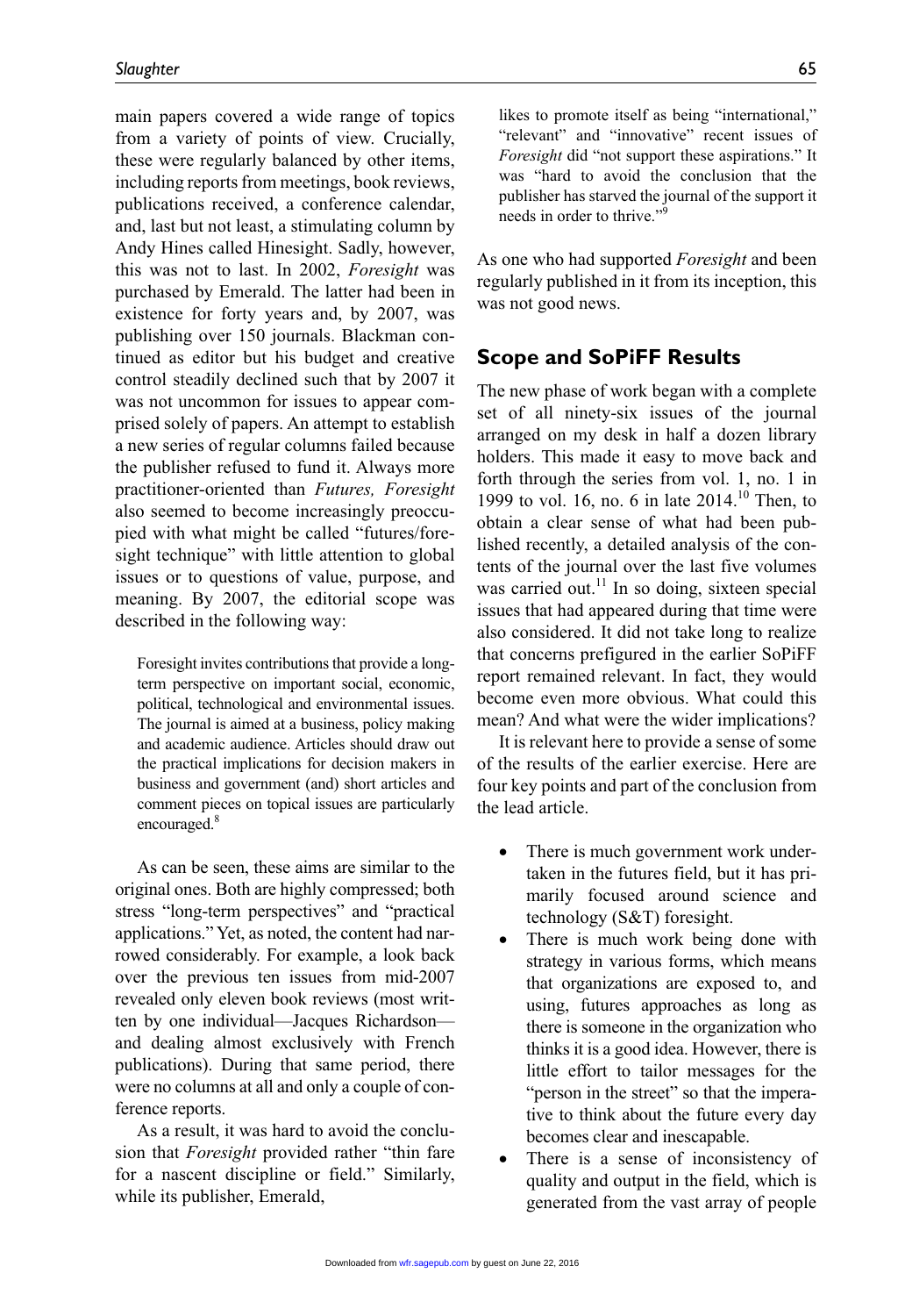main papers covered a wide range of topics from a variety of points of view. Crucially, these were regularly balanced by other items, including reports from meetings, book reviews, publications received, a conference calendar, and, last but not least, a stimulating column by Andy Hines called Hinesight. Sadly, however, this was not to last. In 2002, *Foresight* was purchased by Emerald. The latter had been in existence for forty years and, by 2007, was publishing over 150 journals. Blackman continued as editor but his budget and creative control steadily declined such that by 2007 it was not uncommon for issues to appear comprised solely of papers. An attempt to establish a new series of regular columns failed because the publisher refused to fund it. Always more practitioner-oriented than *Futures, Foresight* also seemed to become increasingly preoccupied with what might be called "futures/foresight technique" with little attention to global issues or to questions of value, purpose, and meaning. By 2007, the editorial scope was described in the following way:

> Foresight invites contributions that provide a long-term perspective on important social, economic, political, technological and environmental issues. The journal is aimed at a business, policy making and academic audience. Articles should draw out the practical implications for decision makers in business and government (and) short articles and comment pieces on topical issues are particularly encouraged.[8]

As can be seen, these aims are similar to the original ones. Both are highly compressed; both stress "long-term perspectives" and "practical applications." Yet, as noted, the content had narrowed considerably. For example, a look back over the previous ten issues from mid-2007 revealed only eleven book reviews (most written by one individual—Jacques Richardson—and dealing almost exclusively with French publications). During that same period, there were no columns at all and only a couple of conference reports.

As a result, it was hard to avoid the conclusion that *Foresight* provided rather "thin fare for a nascent discipline or field." Similarly, while its publisher, Emerald,

> likes to promote itself as being "international," "relevant" and "innovative" recent issues of *Foresight* did "not support these aspirations." It was "hard to avoid the conclusion that the publisher has starved the journal of the support it needs in order to thrive."[9]

As one who had supported *Foresight* and been regularly published in it from its inception, this was not good news.

## Scope and SoPiFF Results

The new phase of work began with a complete set of all ninety-six issues of the journal arranged on my desk in half a dozen library holders. This made it easy to move back and forth through the series from vol. 1, no. 1 in 1999 to vol. 16, no. 6 in late 2014.[10] Then, to obtain a clear sense of what had been published recently, a detailed analysis of the contents of the journal over the last five volumes was carried out.[11] In so doing, sixteen special issues that had appeared during that time were also considered. It did not take long to realize that concerns prefigured in the earlier SoPiFF report remained relevant. In fact, they would become even more obvious. What could this mean? And what were the wider implications?

It is relevant here to provide a sense of some of the results of the earlier exercise. Here are four key points and part of the conclusion from the lead article.

- There is much government work undertaken in the futures field, but it has primarily focused around science and technology (S&T) foresight.
- There is much work being done with strategy in various forms, which means that organizations are exposed to, and using, futures approaches as long as there is someone in the organization who thinks it is a good idea. However, there is little effort to tailor messages for the "person in the street" so that the imperative to think about the future every day becomes clear and inescapable.
- There is a sense of inconsistency of quality and output in the field, which is generated from the vast array of people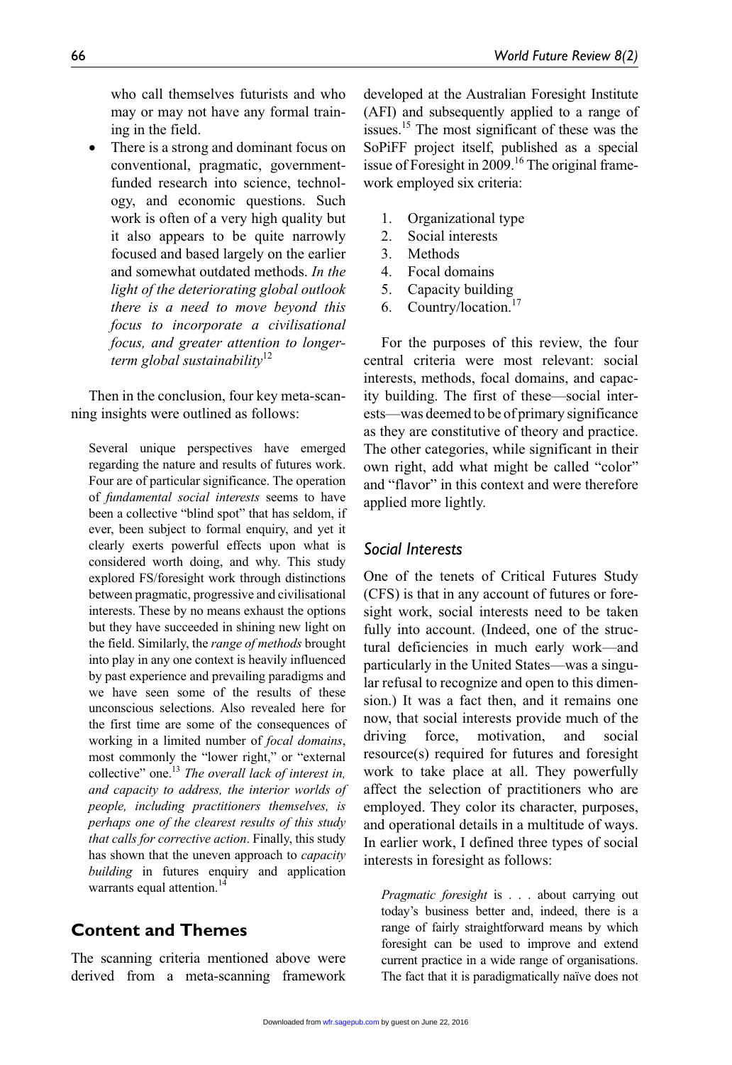who call themselves futurists and who may or may not have any formal training in the field.

- There is a strong and dominant focus on conventional, pragmatic, government-funded research into science, technology, and economic questions. Such work is often of a very high quality but it also appears to be quite narrowly focused and based largely on the earlier and somewhat outdated methods. *In the light of the deteriorating global outlook there is a need to move beyond this focus to incorporate a civilisational focus, and greater attention to longer-term global sustainability*[12]

Then in the conclusion, four key meta-scanning insights were outlined as follows:

> Several unique perspectives have emerged regarding the nature and results of futures work. Four are of particular significance. The operation of *fundamental social interests* seems to have been a collective "blind spot" that has seldom, if ever, been subject to formal enquiry, and yet it clearly exerts powerful effects upon what is considered worth doing, and why. This study explored FS/foresight work through distinctions between pragmatic, progressive and civilisational interests. These by no means exhaust the options but they have succeeded in shining new light on the field. Similarly, the *range of methods* brought into play in any one context is heavily influenced by past experience and prevailing paradigms and we have seen some of the results of these unconscious selections. Also revealed here for the first time are some of the consequences of working in a limited number of *focal domains*, most commonly the "lower right," or "external collective" one.[13] *The overall lack of interest in, and capacity to address, the interior worlds of people, including practitioners themselves, is perhaps one of the clearest results of this study that calls for corrective action*. Finally, this study has shown that the uneven approach to *capacity building* in futures enquiry and application warrants equal attention.[14]

## Content and Themes

The scanning criteria mentioned above were derived from a meta-scanning framework developed at the Australian Foresight Institute (AFI) and subsequently applied to a range of issues.[15] The most significant of these was the SoPiFF project itself, published as a special issue of Foresight in 2009.[16] The original framework employed six criteria:

1. Organizational type
2. Social interests
3. Methods
4. Focal domains
5. Capacity building
6. Country/location.[17]

For the purposes of this review, the four central criteria were most relevant: social interests, methods, focal domains, and capacity building. The first of these—social interests—was deemed to be of primary significance as they are constitutive of theory and practice. The other categories, while significant in their own right, add what might be called "color" and "flavor" in this context and were therefore applied more lightly.

### Social Interests

One of the tenets of Critical Futures Study (CFS) is that in any account of futures or foresight work, social interests need to be taken fully into account. (Indeed, one of the structural deficiencies in much early work—and particularly in the United States—was a singular refusal to recognize and open to this dimension.) It was a fact then, and it remains one now, that social interests provide much of the driving force, motivation, and social resource(s) required for futures and foresight work to take place at all. They powerfully affect the selection of practitioners who are employed. They color its character, purposes, and operational details in a multitude of ways. In earlier work, I defined three types of social interests in foresight as follows:

> *Pragmatic foresight* is . . . about carrying out today's business better and, indeed, there is a range of fairly straightforward means by which foresight can be used to improve and extend current practice in a wide range of organisations. The fact that it is paradigmatically naïve does not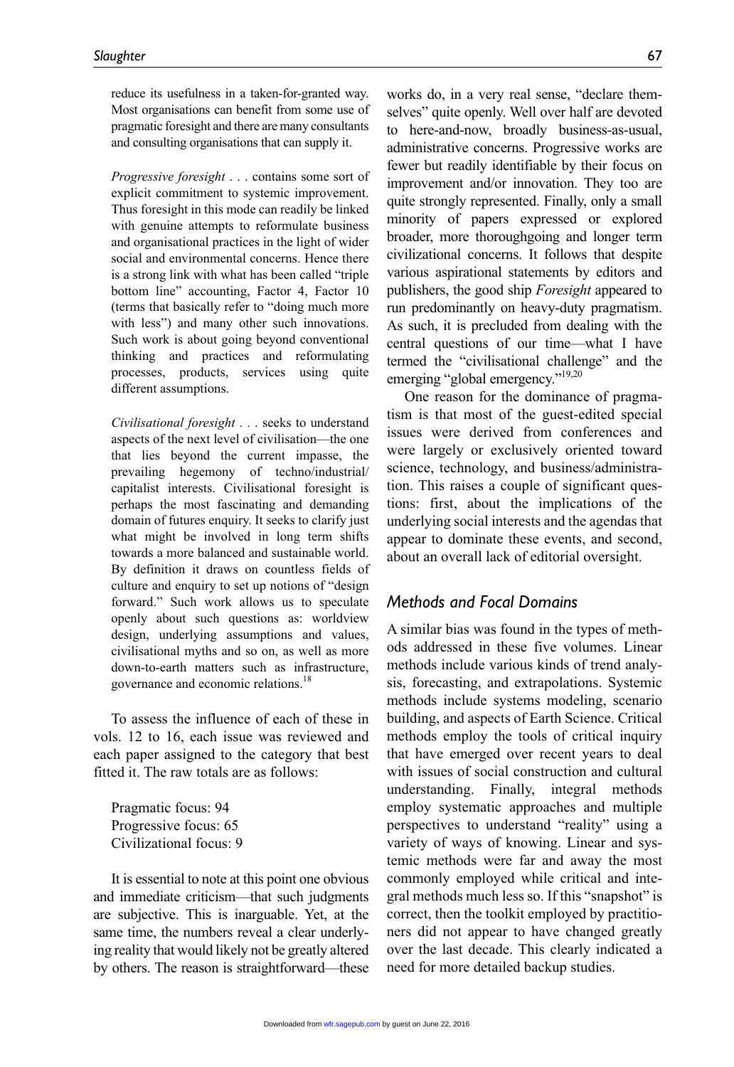reduce its usefulness in a taken-for-granted way. Most organisations can benefit from some use of pragmatic foresight and there are many consultants and consulting organisations that can supply it.

*Progressive foresight* . . . contains some sort of explicit commitment to systemic improvement. Thus foresight in this mode can readily be linked with genuine attempts to reformulate business and organisational practices in the light of wider social and environmental concerns. Hence there is a strong link with what has been called "triple bottom line" accounting, Factor 4, Factor 10 (terms that basically refer to "doing much more with less") and many other such innovations. Such work is about going beyond conventional thinking and practices and reformulating processes, products, services using quite different assumptions.

*Civilisational foresight* . . . seeks to understand aspects of the next level of civilisation—the one that lies beyond the current impasse, the prevailing hegemony of techno/industrial/capitalist interests. Civilisational foresight is perhaps the most fascinating and demanding domain of futures enquiry. It seeks to clarify just what might be involved in long term shifts towards a more balanced and sustainable world. By definition it draws on countless fields of culture and enquiry to set up notions of "design forward." Such work allows us to speculate openly about such questions as: worldview design, underlying assumptions and values, civilisational myths and so on, as well as more down-to-earth matters such as infrastructure, governance and economic relations.[18]

To assess the influence of each of these in vols. 12 to 16, each issue was reviewed and each paper assigned to the category that best fitted it. The raw totals are as follows:

Pragmatic focus: 94
Progressive focus: 65
Civilizational focus: 9

It is essential to note at this point one obvious and immediate criticism—that such judgments are subjective. This is inarguable. Yet, at the same time, the numbers reveal a clear underlying reality that would likely not be greatly altered by others. The reason is straightforward—these works do, in a very real sense, "declare themselves" quite openly. Well over half are devoted to here-and-now, broadly business-as-usual, administrative concerns. Progressive works are fewer but readily identifiable by their focus on improvement and/or innovation. They too are quite strongly represented. Finally, only a small minority of papers expressed or explored broader, more thoroughgoing and longer term civilizational concerns. It follows that despite various aspirational statements by editors and publishers, the good ship *Foresight* appeared to run predominantly on heavy-duty pragmatism. As such, it is precluded from dealing with the central questions of our time—what I have termed the "civilisational challenge" and the emerging "global emergency."[19,20]

One reason for the dominance of pragmatism is that most of the guest-edited special issues were derived from conferences and were largely or exclusively oriented toward science, technology, and business/administration. This raises a couple of significant questions: first, about the implications of the underlying social interests and the agendas that appear to dominate these events, and second, about an overall lack of editorial oversight.

## Methods and Focal Domains

A similar bias was found in the types of methods addressed in these five volumes. Linear methods include various kinds of trend analysis, forecasting, and extrapolations. Systemic methods include systems modeling, scenario building, and aspects of Earth Science. Critical methods employ the tools of critical inquiry that have emerged over recent years to deal with issues of social construction and cultural understanding. Finally, integral methods employ systematic approaches and multiple perspectives to understand "reality" using a variety of ways of knowing. Linear and systemic methods were far and away the most commonly employed while critical and integral methods much less so. If this "snapshot" is correct, then the toolkit employed by practitioners did not appear to have changed greatly over the last decade. This clearly indicated a need for more detailed backup studies.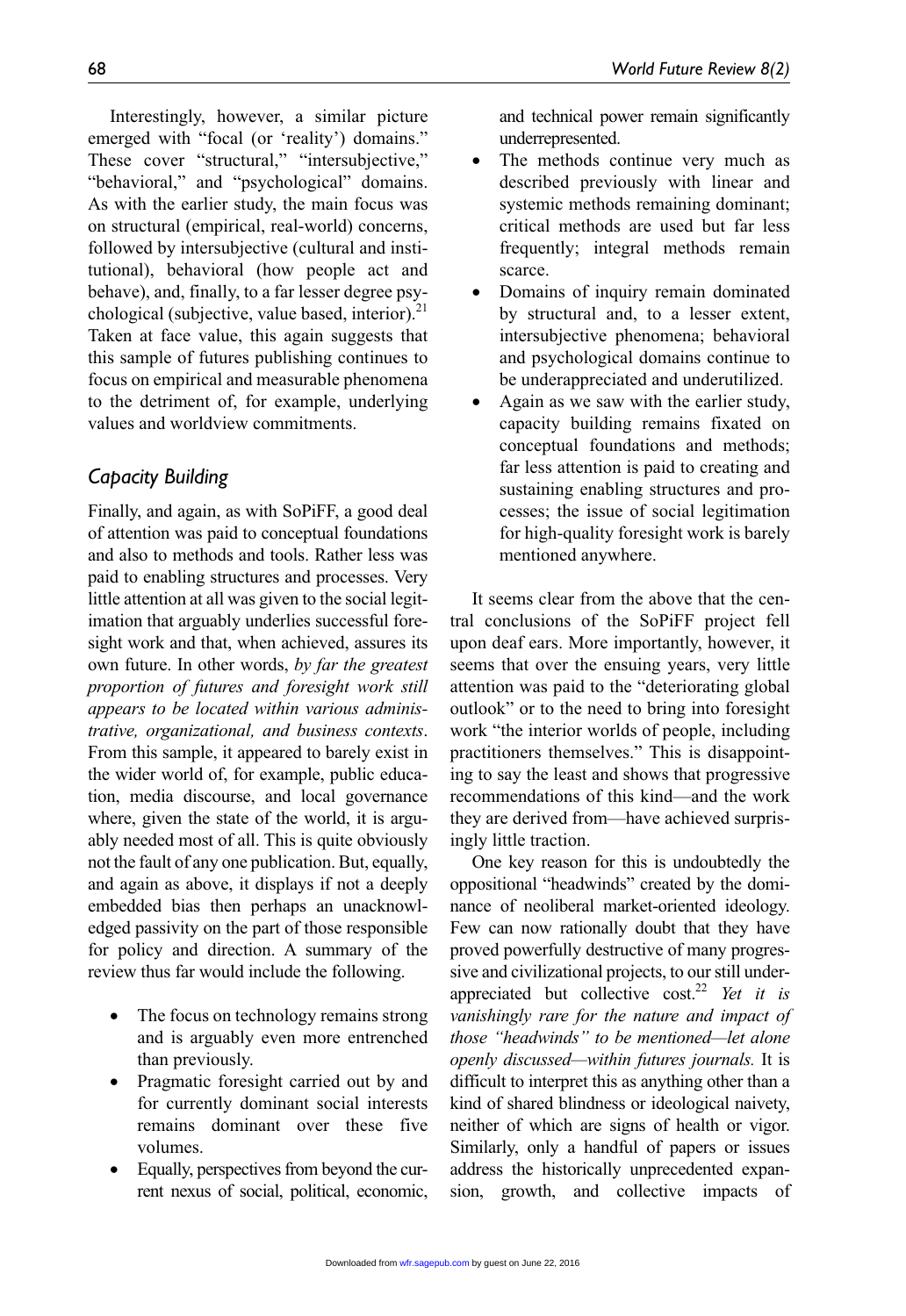Interestingly, however, a similar picture emerged with "focal (or 'reality') domains." These cover "structural," "intersubjective," "behavioral," and "psychological" domains. As with the earlier study, the main focus was on structural (empirical, real-world) concerns, followed by intersubjective (cultural and institutional), behavioral (how people act and behave), and, finally, to a far lesser degree psychological (subjective, value based, interior).[21] Taken at face value, this again suggests that this sample of futures publishing continues to focus on empirical and measurable phenomena to the detriment of, for example, underlying values and worldview commitments.

## Capacity Building

Finally, and again, as with SoPiFF, a good deal of attention was paid to conceptual foundations and also to methods and tools. Rather less was paid to enabling structures and processes. Very little attention at all was given to the social legitimation that arguably underlies successful foresight work and that, when achieved, assures its own future. In other words, *by far the greatest proportion of futures and foresight work still appears to be located within various administrative, organizational, and business contexts*. From this sample, it appeared to barely exist in the wider world of, for example, public education, media discourse, and local governance where, given the state of the world, it is arguably needed most of all. This is quite obviously not the fault of any one publication. But, equally, and again as above, it displays if not a deeply embedded bias then perhaps an unacknowledged passivity on the part of those responsible for policy and direction. A summary of the review thus far would include the following.

- The focus on technology remains strong and is arguably even more entrenched than previously.
- Pragmatic foresight carried out by and for currently dominant social interests remains dominant over these five volumes.
- Equally, perspectives from beyond the current nexus of social, political, economic, and technical power remain significantly underrepresented.
- The methods continue very much as described previously with linear and systemic methods remaining dominant; critical methods are used but far less frequently; integral methods remain scarce.
- Domains of inquiry remain dominated by structural and, to a lesser extent, intersubjective phenomena; behavioral and psychological domains continue to be underappreciated and underutilized.
- Again as we saw with the earlier study, capacity building remains fixated on conceptual foundations and methods; far less attention is paid to creating and sustaining enabling structures and processes; the issue of social legitimation for high-quality foresight work is barely mentioned anywhere.

It seems clear from the above that the central conclusions of the SoPiFF project fell upon deaf ears. More importantly, however, it seems that over the ensuing years, very little attention was paid to the "deteriorating global outlook" or to the need to bring into foresight work "the interior worlds of people, including practitioners themselves." This is disappointing to say the least and shows that progressive recommendations of this kind—and the work they are derived from—have achieved surprisingly little traction.

One key reason for this is undoubtedly the oppositional "headwinds" created by the dominance of neoliberal market-oriented ideology. Few can now rationally doubt that they have proved powerfully destructive of many progressive and civilizational projects, to our still underappreciated but collective cost.[22] *Yet it is vanishingly rare for the nature and impact of those "headwinds" to be mentioned—let alone openly discussed—within futures journals.* It is difficult to interpret this as anything other than a kind of shared blindness or ideological naivety, neither of which are signs of health or vigor. Similarly, only a handful of papers or issues address the historically unprecedented expansion, growth, and collective impacts of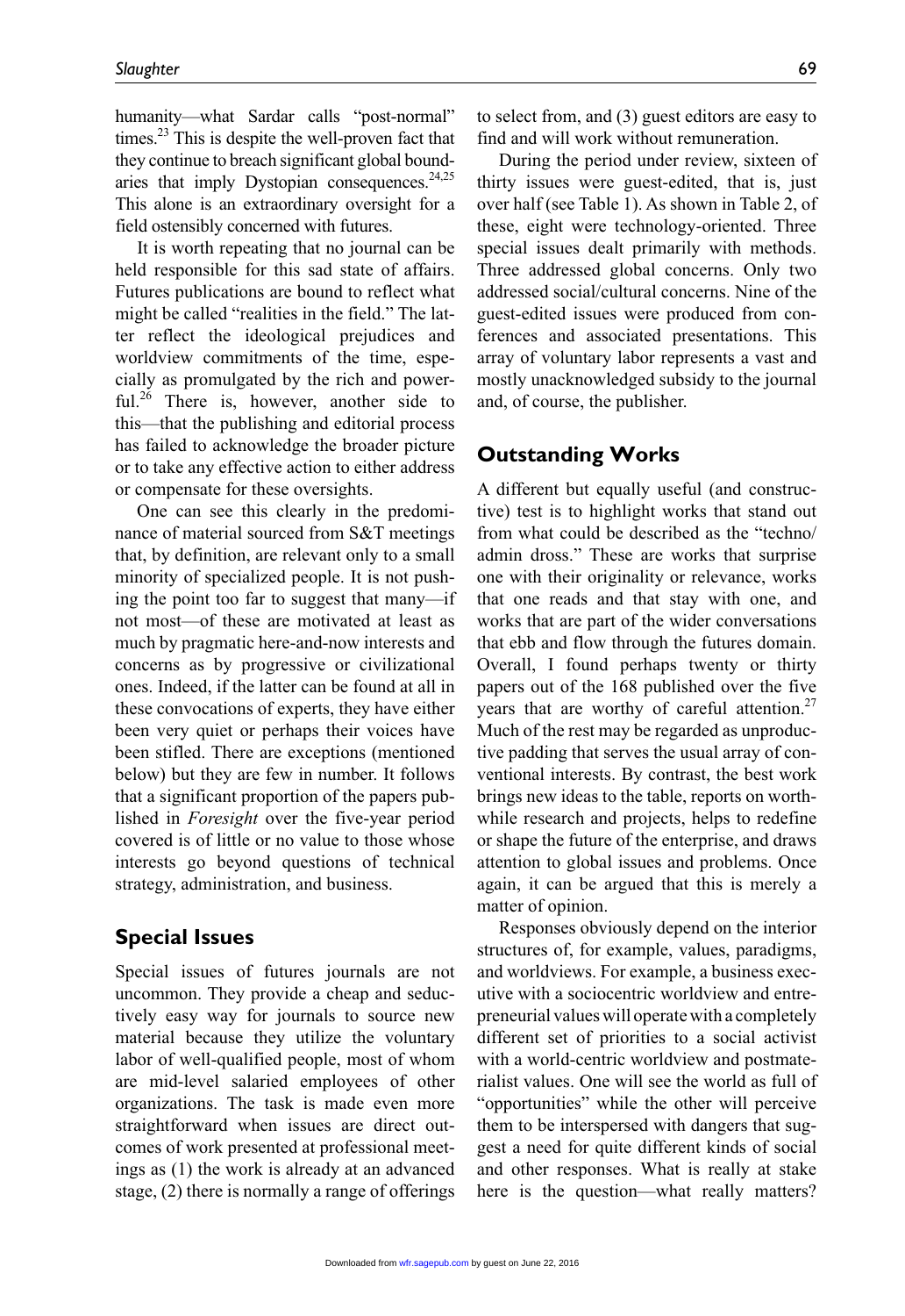humanity—what Sardar calls "post-normal" times.[23] This is despite the well-proven fact that they continue to breach significant global boundaries that imply Dystopian consequences.[24,25] This alone is an extraordinary oversight for a field ostensibly concerned with futures.

It is worth repeating that no journal can be held responsible for this sad state of affairs. Futures publications are bound to reflect what might be called "realities in the field." The latter reflect the ideological prejudices and worldview commitments of the time, especially as promulgated by the rich and powerful.[26] There is, however, another side to this—that the publishing and editorial process has failed to acknowledge the broader picture or to take any effective action to either address or compensate for these oversights.

One can see this clearly in the predominance of material sourced from S&T meetings that, by definition, are relevant only to a small minority of specialized people. It is not pushing the point too far to suggest that many—if not most—of these are motivated at least as much by pragmatic here-and-now interests and concerns as by progressive or civilizational ones. Indeed, if the latter can be found at all in these convocations of experts, they have either been very quiet or perhaps their voices have been stifled. There are exceptions (mentioned below) but they are few in number. It follows that a significant proportion of the papers published in *Foresight* over the five-year period covered is of little or no value to those whose interests go beyond questions of technical strategy, administration, and business.

## Special Issues

Special issues of futures journals are not uncommon. They provide a cheap and seductively easy way for journals to source new material because they utilize the voluntary labor of well-qualified people, most of whom are mid-level salaried employees of other organizations. The task is made even more straightforward when issues are direct outcomes of work presented at professional meetings as (1) the work is already at an advanced stage, (2) there is normally a range of offerings to select from, and (3) guest editors are easy to find and will work without remuneration.

During the period under review, sixteen of thirty issues were guest-edited, that is, just over half (see Table 1). As shown in Table 2, of these, eight were technology-oriented. Three special issues dealt primarily with methods. Three addressed global concerns. Only two addressed social/cultural concerns. Nine of the guest-edited issues were produced from conferences and associated presentations. This array of voluntary labor represents a vast and mostly unacknowledged subsidy to the journal and, of course, the publisher.

## Outstanding Works

A different but equally useful (and constructive) test is to highlight works that stand out from what could be described as the "techno/admin dross." These are works that surprise one with their originality or relevance, works that one reads and that stay with one, and works that are part of the wider conversations that ebb and flow through the futures domain. Overall, I found perhaps twenty or thirty papers out of the 168 published over the five years that are worthy of careful attention.[27] Much of the rest may be regarded as unproductive padding that serves the usual array of conventional interests. By contrast, the best work brings new ideas to the table, reports on worthwhile research and projects, helps to redefine or shape the future of the enterprise, and draws attention to global issues and problems. Once again, it can be argued that this is merely a matter of opinion.

Responses obviously depend on the interior structures of, for example, values, paradigms, and worldviews. For example, a business executive with a sociocentric worldview and entrepreneurial values will operate with a completely different set of priorities to a social activist with a world-centric worldview and postmaterialist values. One will see the world as full of "opportunities" while the other will perceive them to be interspersed with dangers that suggest a need for quite different kinds of social and other responses. What is really at stake here is the question—what really matters?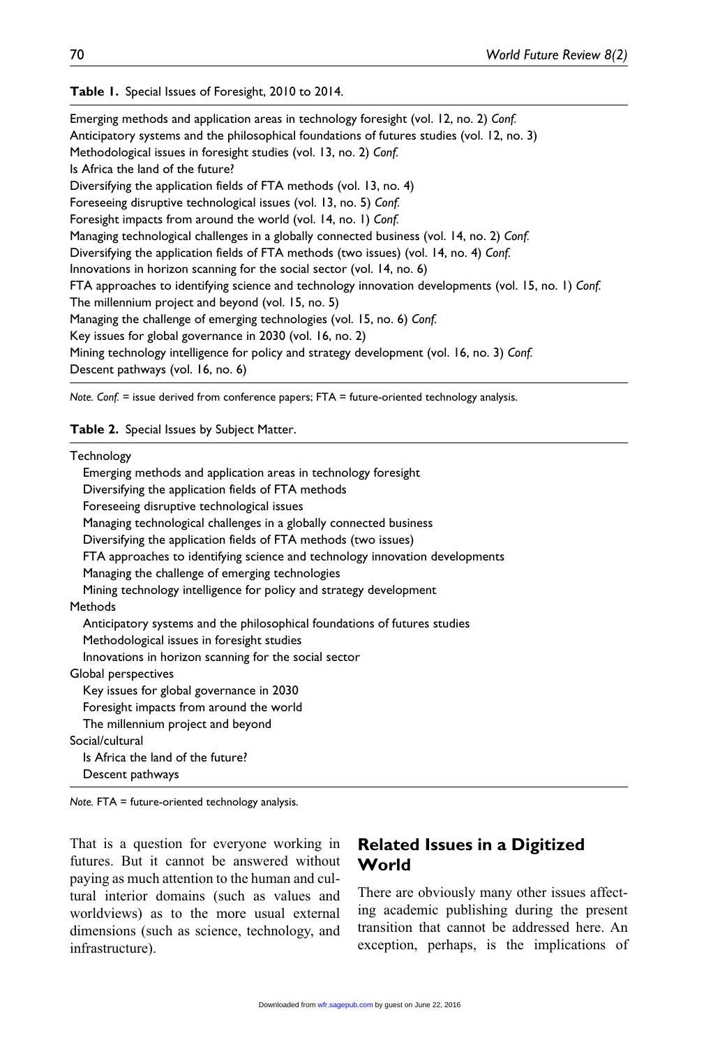**Table 1.** Special Issues of Foresight, 2010 to 2014.

| |
|---|
| Emerging methods and application areas in technology foresight (vol. 12, no. 2) *Conf.* |
| Anticipatory systems and the philosophical foundations of futures studies (vol. 12, no. 3) |
| Methodological issues in foresight studies (vol. 13, no. 2) *Conf.* |
| Is Africa the land of the future? |
| Diversifying the application fields of FTA methods (vol. 13, no. 4) |
| Foreseeing disruptive technological issues (vol. 13, no. 5) *Conf.* |
| Foresight impacts from around the world (vol. 14, no. 1) *Conf.* |
| Managing technological challenges in a globally connected business (vol. 14, no. 2) *Conf.* |
| Diversifying the application fields of FTA methods (two issues) (vol. 14, no. 4) *Conf.* |
| Innovations in horizon scanning for the social sector (vol. 14, no. 6) |
| FTA approaches to identifying science and technology innovation developments (vol. 15, no. 1) *Conf.* |
| The millennium project and beyond (vol. 15, no. 5) |
| Managing the challenge of emerging technologies (vol. 15, no. 6) *Conf.* |
| Key issues for global governance in 2030 (vol. 16, no. 2) |
| Mining technology intelligence for policy and strategy development (vol. 16, no. 3) *Conf.* |
| Descent pathways (vol. 16, no. 6) |

*Note. Conf.* = issue derived from conference papers; FTA = future-oriented technology analysis.

**Table 2.** Special Issues by Subject Matter.

| |
|---|
| Technology |
| Emerging methods and application areas in technology foresight |
| Diversifying the application fields of FTA methods |
| Foreseeing disruptive technological issues |
| Managing technological challenges in a globally connected business |
| Diversifying the application fields of FTA methods (two issues) |
| FTA approaches to identifying science and technology innovation developments |
| Managing the challenge of emerging technologies |
| Mining technology intelligence for policy and strategy development |
| Methods |
| Anticipatory systems and the philosophical foundations of futures studies |
| Methodological issues in foresight studies |
| Innovations in horizon scanning for the social sector |
| Global perspectives |
| Key issues for global governance in 2030 |
| Foresight impacts from around the world |
| The millennium project and beyond |
| Social/cultural |
| Is Africa the land of the future? |
| Descent pathways |

*Note.* FTA = future-oriented technology analysis.

That is a question for everyone working in futures. But it cannot be answered without paying as much attention to the human and cultural interior domains (such as values and worldviews) as to the more usual external dimensions (such as science, technology, and infrastructure).

## Related Issues in a Digitized World

There are obviously many other issues affecting academic publishing during the present transition that cannot be addressed here. An exception, perhaps, is the implications of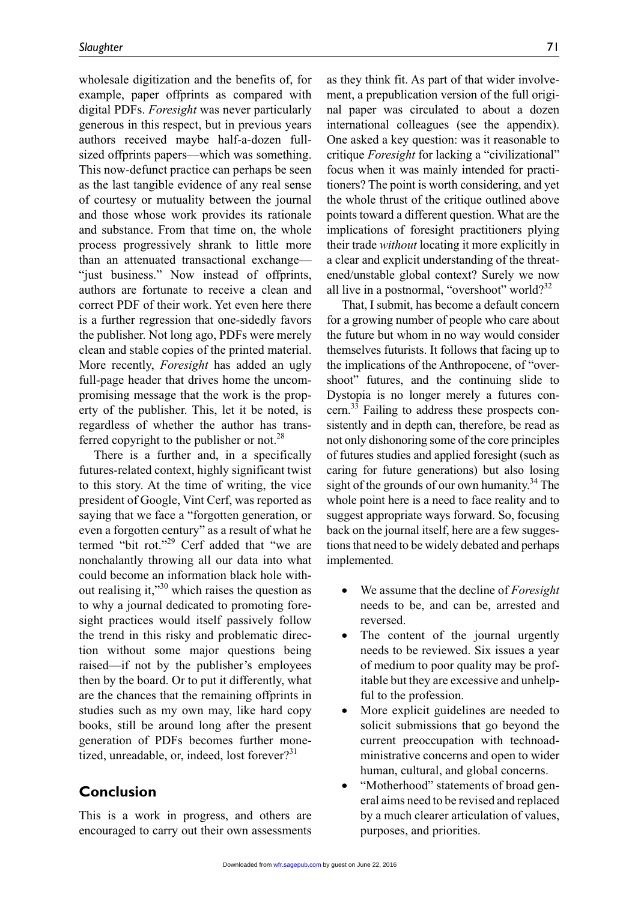wholesale digitization and the benefits of, for example, paper offprints as compared with digital PDFs. *Foresight* was never particularly generous in this respect, but in previous years authors received maybe half-a-dozen full-sized offprints papers—which was something. This now-defunct practice can perhaps be seen as the last tangible evidence of any real sense of courtesy or mutuality between the journal and those whose work provides its rationale and substance. From that time on, the whole process progressively shrank to little more than an attenuated transactional exchange—"just business." Now instead of offprints, authors are fortunate to receive a clean and correct PDF of their work. Yet even here there is a further regression that one-sidedly favors the publisher. Not long ago, PDFs were merely clean and stable copies of the printed material. More recently, *Foresight* has added an ugly full-page header that drives home the uncompromising message that the work is the property of the publisher. This, let it be noted, is regardless of whether the author has transferred copyright to the publisher or not.[28]

There is a further and, in a specifically futures-related context, highly significant twist to this story. At the time of writing, the vice president of Google, Vint Cerf, was reported as saying that we face a "forgotten generation, or even a forgotten century" as a result of what he termed "bit rot."[29] Cerf added that "we are nonchalantly throwing all our data into what could become an information black hole without realising it,"[30] which raises the question as to why a journal dedicated to promoting foresight practices would itself passively follow the trend in this risky and problematic direction without some major questions being raised—if not by the publisher's employees then by the board. Or to put it differently, what are the chances that the remaining offprints in studies such as my own may, like hard copy books, still be around long after the present generation of PDFs becomes further monetized, unreadable, or, indeed, lost forever?[31]

## Conclusion

This is a work in progress, and others are encouraged to carry out their own assessments as they think fit. As part of that wider involvement, a prepublication version of the full original paper was circulated to about a dozen international colleagues (see the appendix). One asked a key question: was it reasonable to critique *Foresight* for lacking a "civilizational" focus when it was mainly intended for practitioners? The point is worth considering, and yet the whole thrust of the critique outlined above points toward a different question. What are the implications of foresight practitioners plying their trade *without* locating it more explicitly in a clear and explicit understanding of the threatened/unstable global context? Surely we now all live in a postnormal, "overshoot" world?[32]

That, I submit, has become a default concern for a growing number of people who care about the future but whom in no way would consider themselves futurists. It follows that facing up to the implications of the Anthropocene, of "overshoot" futures, and the continuing slide to Dystopia is no longer merely a futures concern.[33] Failing to address these prospects consistently and in depth can, therefore, be read as not only dishonoring some of the core principles of futures studies and applied foresight (such as caring for future generations) but also losing sight of the grounds of our own humanity.[34] The whole point here is a need to face reality and to suggest appropriate ways forward. So, focusing back on the journal itself, here are a few suggestions that need to be widely debated and perhaps implemented.

- We assume that the decline of *Foresight* needs to be, and can be, arrested and reversed.
- The content of the journal urgently needs to be reviewed. Six issues a year of medium to poor quality may be profitable but they are excessive and unhelpful to the profession.
- More explicit guidelines are needed to solicit submissions that go beyond the current preoccupation with technoadministrative concerns and open to wider human, cultural, and global concerns.
- "Motherhood" statements of broad general aims need to be revised and replaced by a much clearer articulation of values, purposes, and priorities.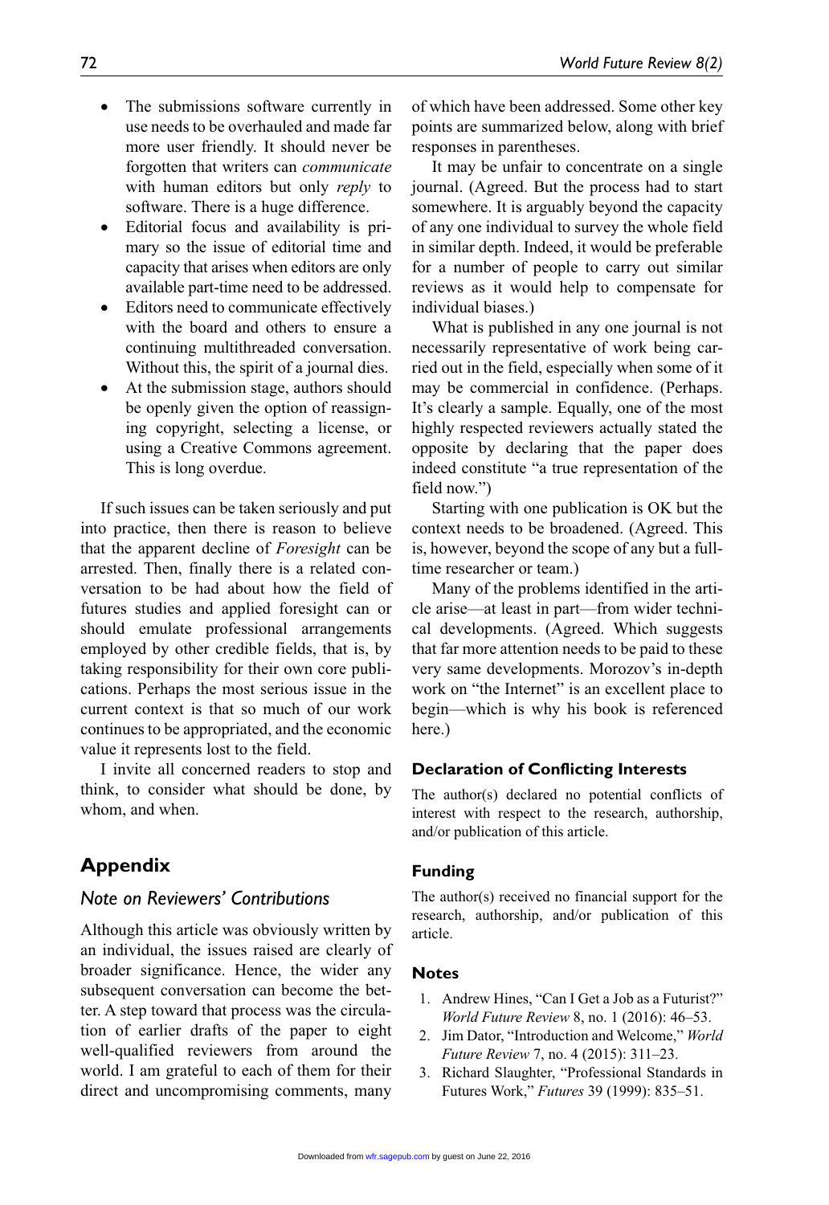- The submissions software currently in use needs to be overhauled and made far more user friendly. It should never be forgotten that writers can *communicate* with human editors but only *reply* to software. There is a huge difference.
- Editorial focus and availability is primary so the issue of editorial time and capacity that arises when editors are only available part-time need to be addressed.
- Editors need to communicate effectively with the board and others to ensure a continuing multithreaded conversation. Without this, the spirit of a journal dies.
- At the submission stage, authors should be openly given the option of reassigning copyright, selecting a license, or using a Creative Commons agreement. This is long overdue.

If such issues can be taken seriously and put into practice, then there is reason to believe that the apparent decline of *Foresight* can be arrested. Then, finally there is a related conversation to be had about how the field of futures studies and applied foresight can or should emulate professional arrangements employed by other credible fields, that is, by taking responsibility for their own core publications. Perhaps the most serious issue in the current context is that so much of our work continues to be appropriated, and the economic value it represents lost to the field.

I invite all concerned readers to stop and think, to consider what should be done, by whom, and when.

## Appendix

### Note on Reviewers' Contributions

Although this article was obviously written by an individual, the issues raised are clearly of broader significance. Hence, the wider any subsequent conversation can become the better. A step toward that process was the circulation of earlier drafts of the paper to eight well-qualified reviewers from around the world. I am grateful to each of them for their direct and uncompromising comments, many of which have been addressed. Some other key points are summarized below, along with brief responses in parentheses.

It may be unfair to concentrate on a single journal. (Agreed. But the process had to start somewhere. It is arguably beyond the capacity of any one individual to survey the whole field in similar depth. Indeed, it would be preferable for a number of people to carry out similar reviews as it would help to compensate for individual biases.)

What is published in any one journal is not necessarily representative of work being carried out in the field, especially when some of it may be commercial in confidence. (Perhaps. It's clearly a sample. Equally, one of the most highly respected reviewers actually stated the opposite by declaring that the paper does indeed constitute "a true representation of the field now.")

Starting with one publication is OK but the context needs to be broadened. (Agreed. This is, however, beyond the scope of any but a full-time researcher or team.)

Many of the problems identified in the article arise—at least in part—from wider technical developments. (Agreed. Which suggests that far more attention needs to be paid to these very same developments. Morozov's in-depth work on "the Internet" is an excellent place to begin—which is why his book is referenced here.)

### Declaration of Conflicting Interests

The author(s) declared no potential conflicts of interest with respect to the research, authorship, and/or publication of this article.

### Funding

The author(s) received no financial support for the research, authorship, and/or publication of this article.

### Notes

1. Andrew Hines, "Can I Get a Job as a Futurist?" *World Future Review* 8, no. 1 (2016): 46–53.
2. Jim Dator, "Introduction and Welcome," *World Future Review* 7, no. 4 (2015): 311–23.
3. Richard Slaughter, "Professional Standards in Futures Work," *Futures* 39 (1999): 835–51.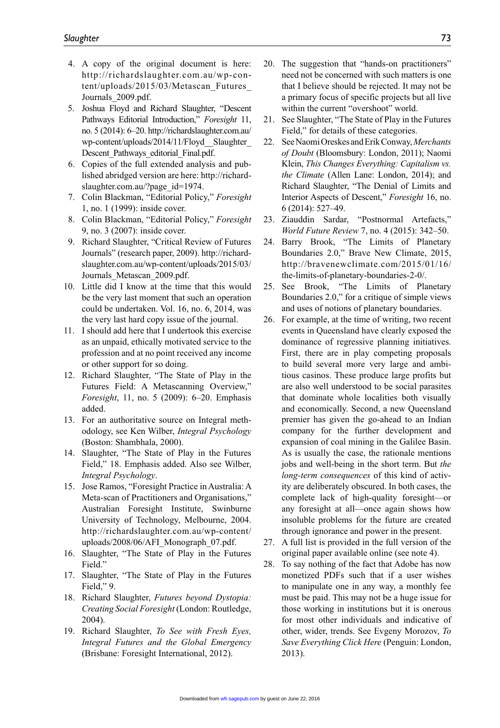4. A copy of the original document is here: http://richardslaughter.com.au/wp-content/uploads/2015/03/Metascan_Futures_Journals_2009.pdf.
5. Joshua Floyd and Richard Slaughter, "Descent Pathways Editorial Introduction," *Foresight* 11, no. 5 (2014): 6–20. http://richardslaughter.com.au/wp-content/uploads/2014/11/Floyd__Slaughter_Descent_Pathways_editorial_Final.pdf.
6. Copies of the full extended analysis and published abridged version are here: http://richardslaughter.com.au/?page_id=1974.
7. Colin Blackman, "Editorial Policy," *Foresight* 1, no. 1 (1999): inside cover.
8. Colin Blackman, "Editorial Policy," *Foresight* 9, no. 3 (2007): inside cover.
9. Richard Slaughter, "Critical Review of Futures Journals" (research paper, 2009). http://richardslaughter.com.au/wp-content/uploads/2015/03/Journals_Metascan_2009.pdf.
10. Little did I know at the time that this would be the very last moment that such an operation could be undertaken. Vol. 16, no. 6, 2014, was the very last hard copy issue of the journal.
11. I should add here that I undertook this exercise as an unpaid, ethically motivated service to the profession and at no point received any income or other support for so doing.
12. Richard Slaughter, "The State of Play in the Futures Field: A Metascanning Overview," *Foresight*, 11, no. 5 (2009): 6–20. Emphasis added.
13. For an authoritative source on Integral methodology, see Ken Wilber, *Integral Psychology* (Boston: Shambhala, 2000).
14. Slaughter, "The State of Play in the Futures Field," 18. Emphasis added. Also see Wilber, *Integral Psychology*.
15. Jose Ramos, "Foresight Practice in Australia: A Meta-scan of Practitioners and Organisations," Australian Foresight Institute, Swinburne University of Technology, Melbourne, 2004. http://richardslaughter.com.au/wp-content/uploads/2008/06/AFI_Monograph_07.pdf.
16. Slaughter, "The State of Play in the Futures Field."
17. Slaughter, "The State of Play in the Futures Field," 9.
18. Richard Slaughter, *Futures beyond Dystopia: Creating Social Foresight* (London: Routledge, 2004).
19. Richard Slaughter, *To See with Fresh Eyes, Integral Futures and the Global Emergency* (Brisbane: Foresight International, 2012).
20. The suggestion that "hands-on practitioners" need not be concerned with such matters is one that I believe should be rejected. It may not be a primary focus of specific projects but all live within the current "overshoot" world.
21. See Slaughter, "The State of Play in the Futures Field," for details of these categories.
22. See Naomi Oreskes and Erik Conway, *Merchants of Doubt* (Bloomsbury: London, 2011); Naomi Klein, *This Changes Everything: Capitalism vs. the Climate* (Allen Lane: London, 2014); and Richard Slaughter, "The Denial of Limits and Interior Aspects of Descent," *Foresight* 16, no. 6 (2014): 527–49.
23. Ziauddin Sardar, "Postnormal Artefacts," *World Future Review* 7, no. 4 (2015): 342–50.
24. Barry Brook, "The Limits of Planetary Boundaries 2.0," Brave New Climate, 2015, http://bravenewclimate.com/2015/01/16/the-limits-of-planetary-boundaries-2-0/.
25. See Brook, "The Limits of Planetary Boundaries 2.0," for a critique of simple views and uses of notions of planetary boundaries.
26. For example, at the time of writing, two recent events in Queensland have clearly exposed the dominance of regressive planning initiatives. First, there are in play competing proposals to build several more very large and ambitious casinos. These produce large profits but are also well understood to be social parasites that dominate whole localities both visually and economically. Second, a new Queensland premier has given the go-ahead to an Indian company for the further development and expansion of coal mining in the Galilee Basin. As is usually the case, the rationale mentions jobs and well-being in the short term. But *the long-term consequences* of this kind of activity are deliberately obscured. In both cases, the complete lack of high-quality foresight—or any foresight at all—once again shows how insoluble problems for the future are created through ignorance and power in the present.
27. A full list is provided in the full version of the original paper available online (see note 4).
28. To say nothing of the fact that Adobe has now monetized PDFs such that if a user wishes to manipulate one in any way, a monthly fee must be paid. This may not be a huge issue for those working in institutions but it is onerous for most other individuals and indicative of other, wider, trends. See Evgeny Morozov, *To Save Everything Click Here* (Penguin: London, 2013).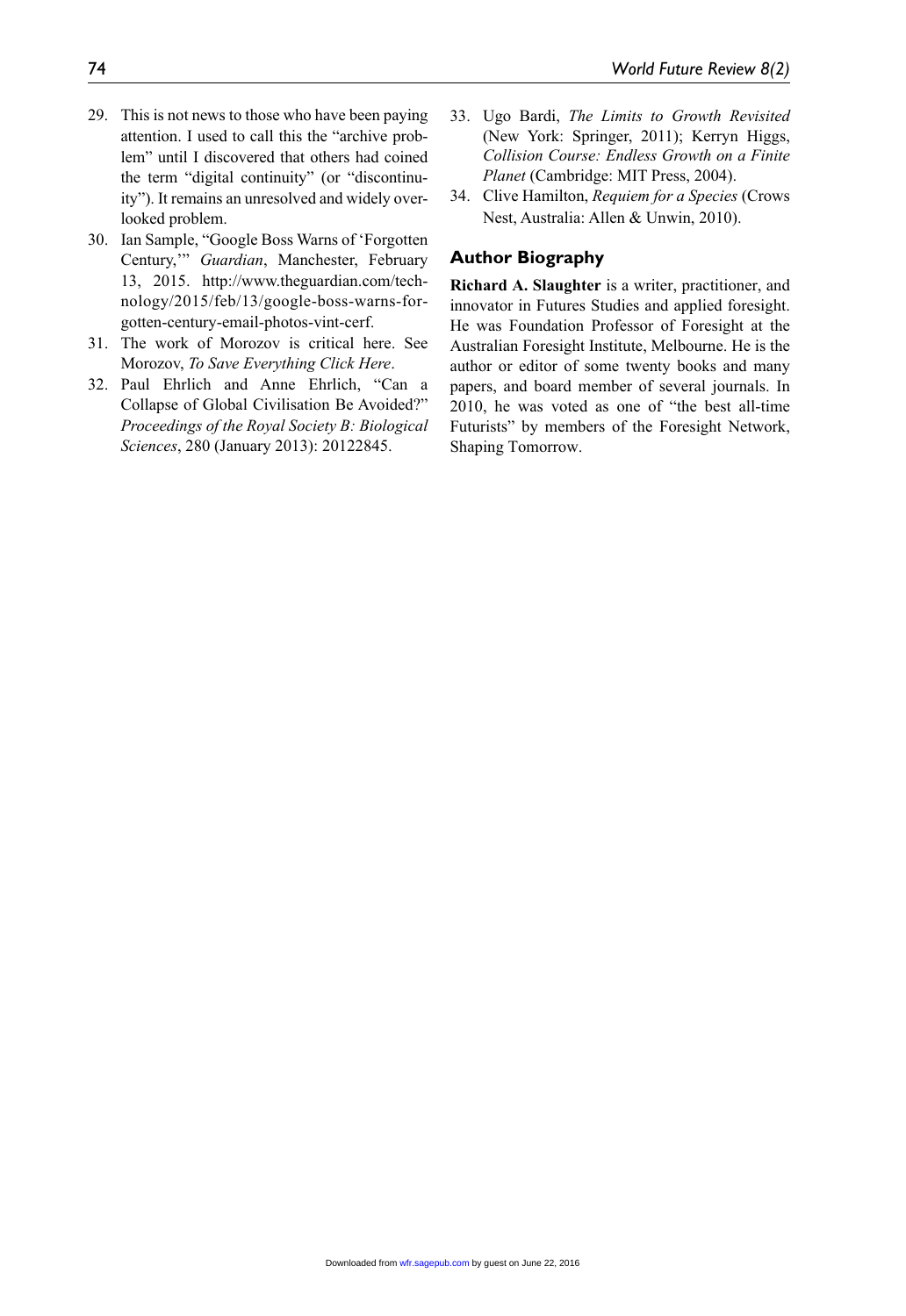29. This is not news to those who have been paying attention. I used to call this the "archive problem" until I discovered that others had coined the term "digital continuity" (or "discontinuity"). It remains an unresolved and widely overlooked problem.
30. Ian Sample, "Google Boss Warns of 'Forgotten Century,'" *Guardian*, Manchester, February 13, 2015. http://www.theguardian.com/technology/2015/feb/13/google-boss-warns-forgotten-century-email-photos-vint-cerf.
31. The work of Morozov is critical here. See Morozov, *To Save Everything Click Here*.
32. Paul Ehrlich and Anne Ehrlich, "Can a Collapse of Global Civilisation Be Avoided?" *Proceedings of the Royal Society B: Biological Sciences*, 280 (January 2013): 20122845.
33. Ugo Bardi, *The Limits to Growth Revisited* (New York: Springer, 2011); Kerryn Higgs, *Collision Course: Endless Growth on a Finite Planet* (Cambridge: MIT Press, 2004).
34. Clive Hamilton, *Requiem for a Species* (Crows Nest, Australia: Allen & Unwin, 2010).

## Author Biography

**Richard A. Slaughter** is a writer, practitioner, and innovator in Futures Studies and applied foresight. He was Foundation Professor of Foresight at the Australian Foresight Institute, Melbourne. He is the author or editor of some twenty books and many papers, and board member of several journals. In 2010, he was voted as one of "the best all-time Futurists" by members of the Foresight Network, Shaping Tomorrow.